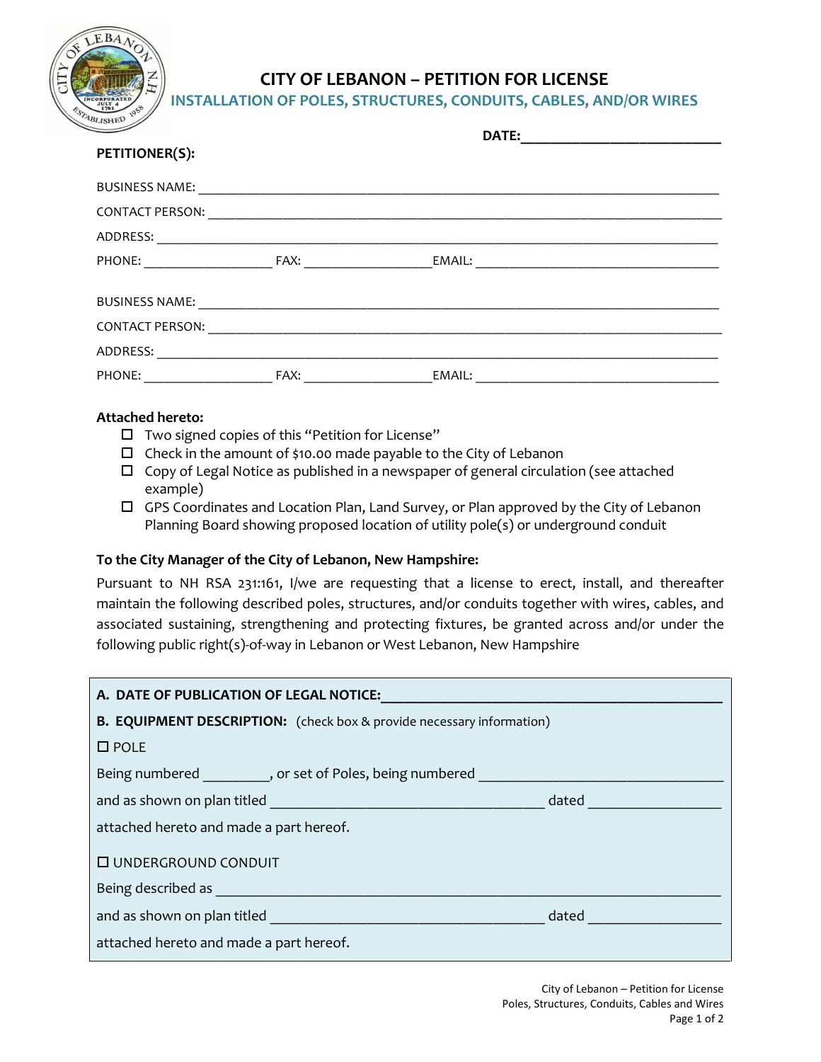# CITY OF LEBANON – PETITION FOR LICENSE

## INSTALLATION OF POLES, STRUCTURES, CONDUITS, CABLES, AND/OR WIRES

**DATE:**_______________________

**PETITIONER(S):**

BUSINESS NAME: ____________________________________________

CONTACT PERSON: ____________________________________________

ADDRESS: ____________________________________________

PHONE: ________________ FAX: ________________ EMAIL: ______________________________

BUSINESS NAME: ____________________________________________

CONTACT PERSON: ____________________________________________

ADDRESS: ____________________________________________

PHONE: ________________ FAX: ________________ EMAIL: ______________________________

**Attached hereto:**

- ☐ Two signed copies of this "Petition for License"
- ☐ Check in the amount of $10.00 made payable to the City of Lebanon
- ☐ Copy of Legal Notice as published in a newspaper of general circulation (see attached example)
- ☐ GPS Coordinates and Location Plan, Land Survey, or Plan approved by the City of Lebanon Planning Board showing proposed location of utility pole(s) or underground conduit

**To the City Manager of the City of Lebanon, New Hampshire:**

Pursuant to NH RSA 231:161, I/we are requesting that a license to erect, install, and thereafter maintain the following described poles, structures, and/or conduits together with wires, cables, and associated sustaining, strengthening and protecting fixtures, be granted across and/or under the following public right(s)-of-way in Lebanon or West Lebanon, New Hampshire

**A. DATE OF PUBLICATION OF LEGAL NOTICE:**_______________________________

**B. EQUIPMENT DESCRIPTION:** (check box & provide necessary information)

☐ POLE

Being numbered ________, or set of Poles, being numbered ______________________________

and as shown on plan titled ______________________________ dated ________________

attached hereto and made a part hereof.

☐ UNDERGROUND CONDUIT

Being described as ____________________________________________

and as shown on plan titled ______________________________ dated ________________

attached hereto and made a part hereof.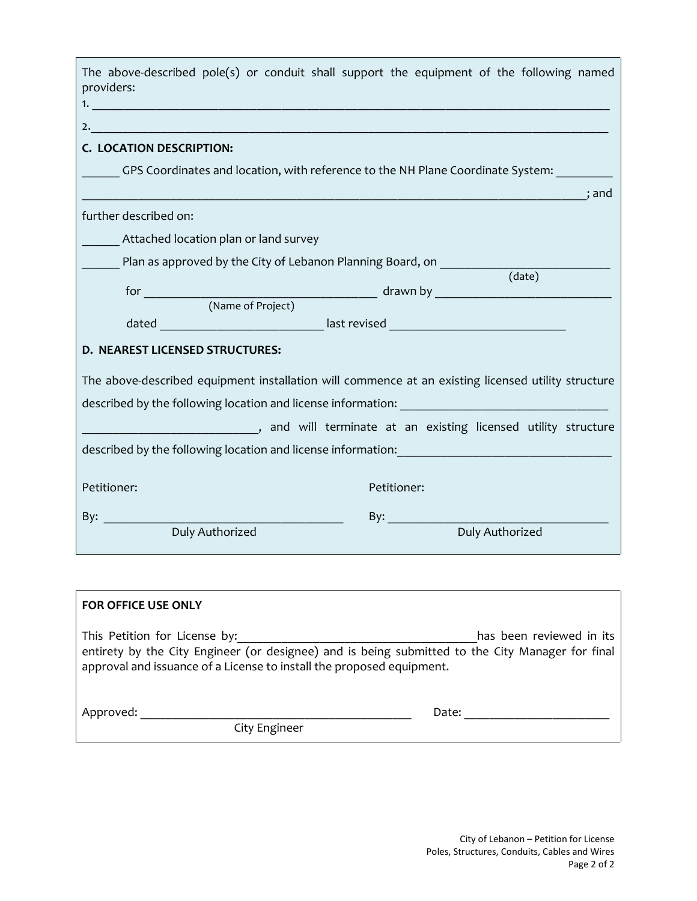The above-described pole(s) or conduit shall support the equipment of the following named providers:

1. ____________________________________________________________________________________

2. ____________________________________________________________________________________

**C. LOCATION DESCRIPTION:**

______ GPS Coordinates and location, with reference to the NH Plane Coordinate System: _________

______________________________________________________________________________; and

further described on:

______ Attached location plan or land survey

______ Plan as approved by the City of Lebanon Planning Board, on ___________________________
(date)

for ___________________________________ drawn by ____________________________
(Name of Project)

dated __________________________ last revised ___________________________

**D. NEAREST LICENSED STRUCTURES:**

The above-described equipment installation will commence at an existing licensed utility structure described by the following location and license information: _________________________________

___________________________, and will terminate at an existing licensed utility structure described by the following location and license information:_________________________________

Petitioner:

By: _____________________________________
Duly Authorized

Petitioner:

By: ___________________________________
Duly Authorized

**FOR OFFICE USE ONLY**

This Petition for License by:_____________________________________has been reviewed in its entirety by the City Engineer (or designee) and is being submitted to the City Manager for final approval and issuance of a License to install the proposed equipment.

Approved: __________________________________________ Date: _______________________
City Engineer